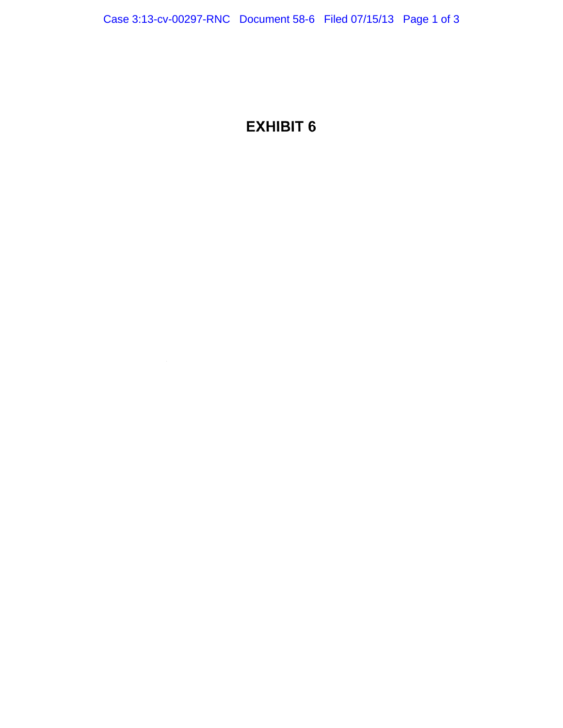# EXHIBIT 6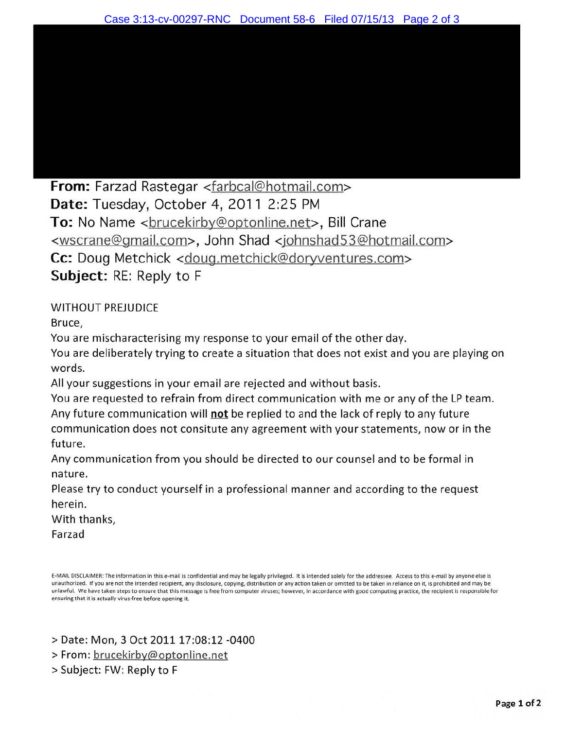**From:** Farzad Rastegar <farbcal@hotmail.com>
**Date:** Tuesday, October 4, 2011 2:25 PM
**To:** No Name <brucekirby@optonline.net>, Bill Crane <wscrane@gmail.com>, John Shad <johnshad53@hotmail.com>
**Cc:** Doug Metchick <doug.metchick@doryventures.com>
**Subject:** RE: Reply to F

WITHOUT PREJUDICE

Bruce,

You are mischaracterising my response to your email of the other day.

You are deliberately trying to create a situation that does not exist and you are playing on words.

All your suggestions in your email are rejected and without basis.

You are requested to refrain from direct communication with me or any of the LP team.

Any future communication will **not** be replied to and the lack of reply to any future communication does not consitute any agreement with your statements, now or in the future.

Any communication from you should be directed to our counsel and to be formal in nature.

Please try to conduct yourself in a professional manner and according to the request herein.

With thanks,

Farzad

E-MAIL DISCLAIMER: The information in this e-mail is confidential and may be legally privileged. It is intended solely for the addressee. Access to this e-mail by anyone else is unauthorized. If you are not the intended recipient, any disclosure, copying, distribution or any action taken or omitted to be taken in reliance on it, is prohibited and may be unlawful. We have taken steps to ensure that this message is free from computer viruses; however, in accordance with good computing practice, the recipient is responsible for ensuring that it is actually virus-free before opening it.

> Date: Mon, 3 Oct 2011 17:08:12 -0400
> From: brucekirby@optonline.net
> Subject: FW: Reply to F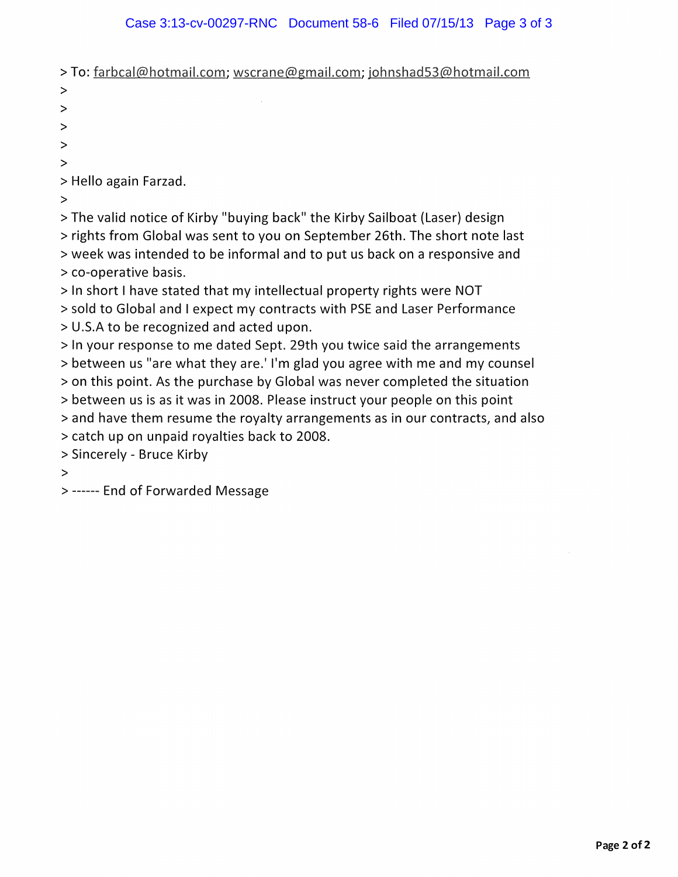> To: farbcal@hotmail.com; wscrane@gmail.com; johnshad53@hotmail.com
>
>
>
>
>
> Hello again Farzad.
>
> The valid notice of Kirby "buying back" the Kirby Sailboat (Laser) design
> rights from Global was sent to you on September 26th. The short note last
> week was intended to be informal and to put us back on a responsive and
> co-operative basis.
> In short I have stated that my intellectual property rights were NOT
> sold to Global and I expect my contracts with PSE and Laser Performance
> U.S.A to be recognized and acted upon.
> In your response to me dated Sept. 29th you twice said the arrangements
> between us "are what they are.' I'm glad you agree with me and my counsel
> on this point. As the purchase by Global was never completed the situation
> between us is as it was in 2008. Please instruct your people on this point
> and have them resume the royalty arrangements as in our contracts, and also
> catch up on unpaid royalties back to 2008.
> Sincerely - Bruce Kirby
>
> ------ End of Forwarded Message